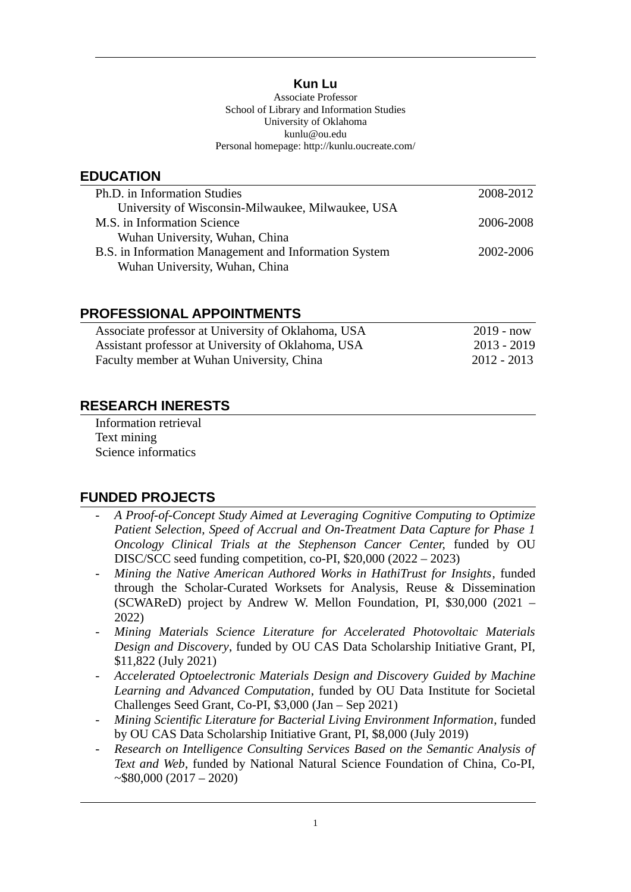# Kun Lu

Associate Professor
School of Library and Information Studies
University of Oklahoma
kunlu@ou.edu
Personal homepage: http://kunlu.oucreate.com/

## EDUCATION

Ph.D. in Information Studies — 2008-2012
University of Wisconsin-Milwaukee, Milwaukee, USA

M.S. in Information Science — 2006-2008
Wuhan University, Wuhan, China

B.S. in Information Management and Information System — 2002-2006
Wuhan University, Wuhan, China

## PROFESSIONAL APPOINTMENTS

Associate professor at University of Oklahoma, USA — 2019 - now
Assistant professor at University of Oklahoma, USA — 2013 - 2019
Faculty member at Wuhan University, China — 2012 - 2013

## RESEARCH INERESTS

Information retrieval
Text mining
Science informatics

## FUNDED PROJECTS

- *A Proof-of-Concept Study Aimed at Leveraging Cognitive Computing to Optimize Patient Selection, Speed of Accrual and On-Treatment Data Capture for Phase 1 Oncology Clinical Trials at the Stephenson Cancer Center,* funded by OU DISC/SCC seed funding competition, co-PI, $20,000 (2022 – 2023)
- *Mining the Native American Authored Works in HathiTrust for Insights*, funded through the Scholar-Curated Worksets for Analysis, Reuse & Dissemination (SCWAReD) project by Andrew W. Mellon Foundation, PI, $30,000 (2021 – 2022)
- *Mining Materials Science Literature for Accelerated Photovoltaic Materials Design and Discovery*, funded by OU CAS Data Scholarship Initiative Grant, PI, $11,822 (July 2021)
- *Accelerated Optoelectronic Materials Design and Discovery Guided by Machine Learning and Advanced Computation*, funded by OU Data Institute for Societal Challenges Seed Grant, Co-PI, $3,000 (Jan – Sep 2021)
- *Mining Scientific Literature for Bacterial Living Environment Information*, funded by OU CAS Data Scholarship Initiative Grant, PI, $8,000 (July 2019)
- *Research on Intelligence Consulting Services Based on the Semantic Analysis of Text and Web*, funded by National Natural Science Foundation of China, Co-PI, ~$80,000 (2017 – 2020)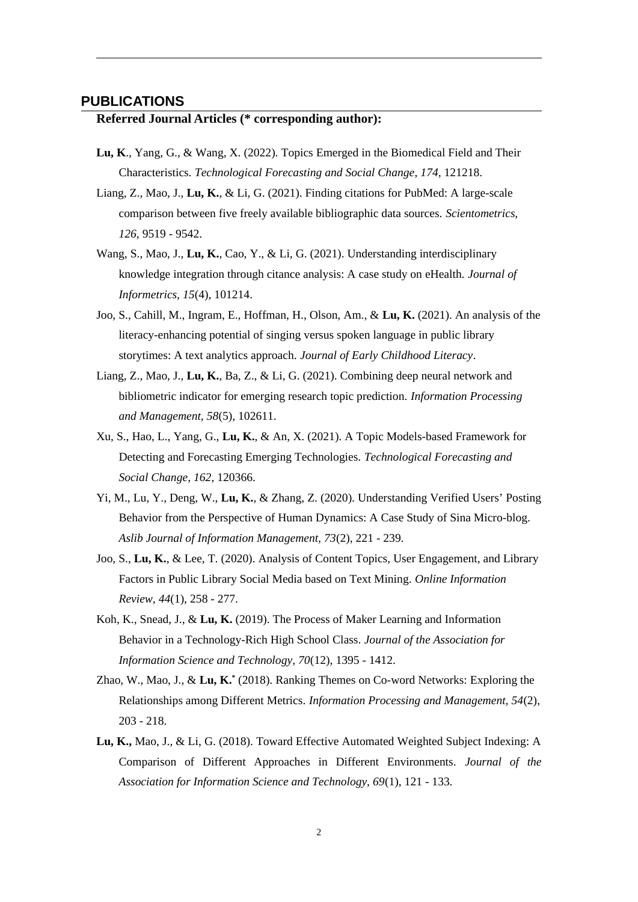## PUBLICATIONS

### Referred Journal Articles (* corresponding author):

**Lu, K**., Yang, G., & Wang, X. (2022). Topics Emerged in the Biomedical Field and Their Characteristics. *Technological Forecasting and Social Change, 174*, 121218.

Liang, Z., Mao, J., **Lu, K.**, & Li, G. (2021). Finding citations for PubMed: A large-scale comparison between five freely available bibliographic data sources. *Scientometrics, 126*, 9519 - 9542.

Wang, S., Mao, J., **Lu, K.**, Cao, Y., & Li, G. (2021). Understanding interdisciplinary knowledge integration through citance analysis: A case study on eHealth. *Journal of Informetrics, 15*(4), 101214.

Joo, S., Cahill, M., Ingram, E., Hoffman, H., Olson, Am., & **Lu, K.** (2021). An analysis of the literacy-enhancing potential of singing versus spoken language in public library storytimes: A text analytics approach. *Journal of Early Childhood Literacy*.

Liang, Z., Mao, J., **Lu, K.**, Ba, Z., & Li, G. (2021). Combining deep neural network and bibliometric indicator for emerging research topic prediction. *Information Processing and Management, 58*(5), 102611.

Xu, S., Hao, L., Yang, G., **Lu, K.**, & An, X. (2021). A Topic Models-based Framework for Detecting and Forecasting Emerging Technologies. *Technological Forecasting and Social Change, 162*, 120366.

Yi, M., Lu, Y., Deng, W., **Lu, K.**, & Zhang, Z. (2020). Understanding Verified Users' Posting Behavior from the Perspective of Human Dynamics: A Case Study of Sina Micro-blog. *Aslib Journal of Information Management, 73*(2), 221 - 239.

Joo, S., **Lu, K.**, & Lee, T. (2020). Analysis of Content Topics, User Engagement, and Library Factors in Public Library Social Media based on Text Mining. *Online Information Review, 44*(1), 258 - 277.

Koh, K., Snead, J., & **Lu, K.** (2019). The Process of Maker Learning and Information Behavior in a Technology-Rich High School Class. *Journal of the Association for Information Science and Technology, 70*(12), 1395 - 1412.

Zhao, W., Mao, J., & **Lu, K.*** (2018). Ranking Themes on Co-word Networks: Exploring the Relationships among Different Metrics. *Information Processing and Management, 54*(2), 203 - 218.

**Lu, K.,** Mao, J., & Li, G. (2018). Toward Effective Automated Weighted Subject Indexing: A Comparison of Different Approaches in Different Environments. *Journal of the Association for Information Science and Technology, 69*(1), 121 - 133.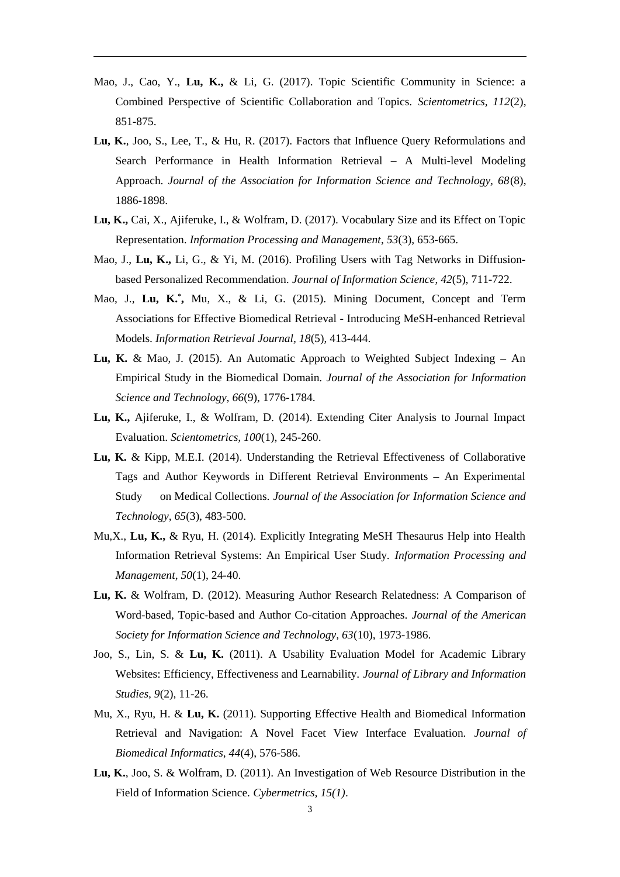Mao, J., Cao, Y., **Lu, K.,** & Li, G. (2017). Topic Scientific Community in Science: a Combined Perspective of Scientific Collaboration and Topics. *Scientometrics, 112*(2), 851-875.

**Lu, K.**, Joo, S., Lee, T., & Hu, R. (2017). Factors that Influence Query Reformulations and Search Performance in Health Information Retrieval – A Multi-level Modeling Approach. *Journal of the Association for Information Science and Technology, 68*(8), 1886-1898.

**Lu, K.,** Cai, X., Ajiferuke, I., & Wolfram, D. (2017). Vocabulary Size and its Effect on Topic Representation. *Information Processing and Management, 53*(3), 653-665.

Mao, J., **Lu, K.,** Li, G., & Yi, M. (2016). Profiling Users with Tag Networks in Diffusion-based Personalized Recommendation. *Journal of Information Science, 42*(5), 711-722.

Mao, J., **Lu, K.*,** Mu, X., & Li, G. (2015). Mining Document, Concept and Term Associations for Effective Biomedical Retrieval - Introducing MeSH-enhanced Retrieval Models. *Information Retrieval Journal, 18*(5), 413-444.

**Lu, K.** & Mao, J. (2015). An Automatic Approach to Weighted Subject Indexing – An Empirical Study in the Biomedical Domain. *Journal of the Association for Information Science and Technology, 66*(9), 1776-1784.

**Lu, K.,** Ajiferuke, I., & Wolfram, D. (2014). Extending Citer Analysis to Journal Impact Evaluation. *Scientometrics, 100*(1), 245-260.

**Lu, K.** & Kipp, M.E.I. (2014). Understanding the Retrieval Effectiveness of Collaborative Tags and Author Keywords in Different Retrieval Environments – An Experimental Study on Medical Collections. *Journal of the Association for Information Science and Technology, 65*(3), 483-500.

Mu,X., **Lu, K.,** & Ryu, H. (2014). Explicitly Integrating MeSH Thesaurus Help into Health Information Retrieval Systems: An Empirical User Study. *Information Processing and Management, 50*(1), 24-40.

**Lu, K.** & Wolfram, D. (2012). Measuring Author Research Relatedness: A Comparison of Word-based, Topic-based and Author Co-citation Approaches. *Journal of the American Society for Information Science and Technology, 63*(10), 1973-1986.

Joo, S., Lin, S. & **Lu, K.** (2011). A Usability Evaluation Model for Academic Library Websites: Efficiency, Effectiveness and Learnability. *Journal of Library and Information Studies, 9*(2), 11-26.

Mu, X., Ryu, H. & **Lu, K.** (2011). Supporting Effective Health and Biomedical Information Retrieval and Navigation: A Novel Facet View Interface Evaluation. *Journal of Biomedical Informatics, 44*(4), 576-586.

**Lu, K.**, Joo, S. & Wolfram, D. (2011). An Investigation of Web Resource Distribution in the Field of Information Science. *Cybermetrics, 15(1)*.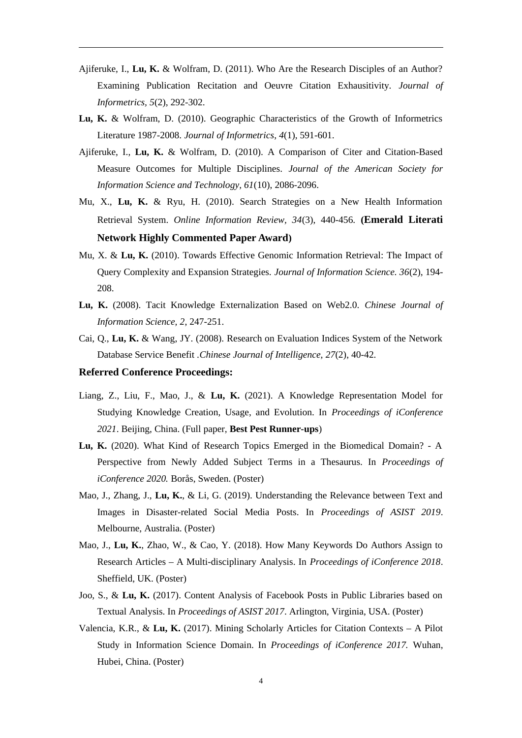Ajiferuke, I., **Lu, K.** & Wolfram, D. (2011). Who Are the Research Disciples of an Author? Examining Publication Recitation and Oeuvre Citation Exhausitivity. *Journal of Informetrics, 5*(2), 292-302.

**Lu, K.** & Wolfram, D. (2010). Geographic Characteristics of the Growth of Informetrics Literature 1987-2008. *Journal of Informetrics*, *4*(1), 591-601.

Ajiferuke, I., **Lu, K.** & Wolfram, D. (2010). A Comparison of Citer and Citation-Based Measure Outcomes for Multiple Disciplines. *Journal of the American Society for Information Science and Technology*, *61*(10), 2086-2096.

Mu, X., **Lu, K.** & Ryu, H. (2010). Search Strategies on a New Health Information Retrieval System. *Online Information Review*, *34*(3), 440-456. **(Emerald Literati Network Highly Commented Paper Award)**

Mu, X. & **Lu, K.** (2010). Towards Effective Genomic Information Retrieval: The Impact of Query Complexity and Expansion Strategies. *Journal of Information Science. 36*(2), 194-208.

**Lu, K.** (2008). Tacit Knowledge Externalization Based on Web2.0. *Chinese Journal of Information Science, 2*, 247-251.

Cai, Q., **Lu, K.** & Wang, JY. (2008). Research on Evaluation Indices System of the Network Database Service Benefit .*Chinese Journal of Intelligence, 27*(2), 40-42.

**Referred Conference Proceedings:**

Liang, Z., Liu, F., Mao, J., & **Lu, K.** (2021). A Knowledge Representation Model for Studying Knowledge Creation, Usage, and Evolution. In *Proceedings of iConference 2021*. Beijing, China. (Full paper, **Best Pest Runner-ups**)

**Lu, K.** (2020). What Kind of Research Topics Emerged in the Biomedical Domain? - A Perspective from Newly Added Subject Terms in a Thesaurus. In *Proceedings of iConference 2020.* Borås, Sweden. (Poster)

Mao, J., Zhang, J., **Lu, K.**, & Li, G. (2019). Understanding the Relevance between Text and Images in Disaster-related Social Media Posts. In *Proceedings of ASIST 2019*. Melbourne, Australia. (Poster)

Mao, J., **Lu, K.**, Zhao, W., & Cao, Y. (2018). How Many Keywords Do Authors Assign to Research Articles – A Multi-disciplinary Analysis. In *Proceedings of iConference 2018*. Sheffield, UK. (Poster)

Joo, S., & **Lu, K.** (2017). Content Analysis of Facebook Posts in Public Libraries based on Textual Analysis. In *Proceedings of ASIST 2017*. Arlington, Virginia, USA. (Poster)

Valencia, K.R., & **Lu, K.** (2017). Mining Scholarly Articles for Citation Contexts – A Pilot Study in Information Science Domain. In *Proceedings of iConference 2017.* Wuhan, Hubei, China. (Poster)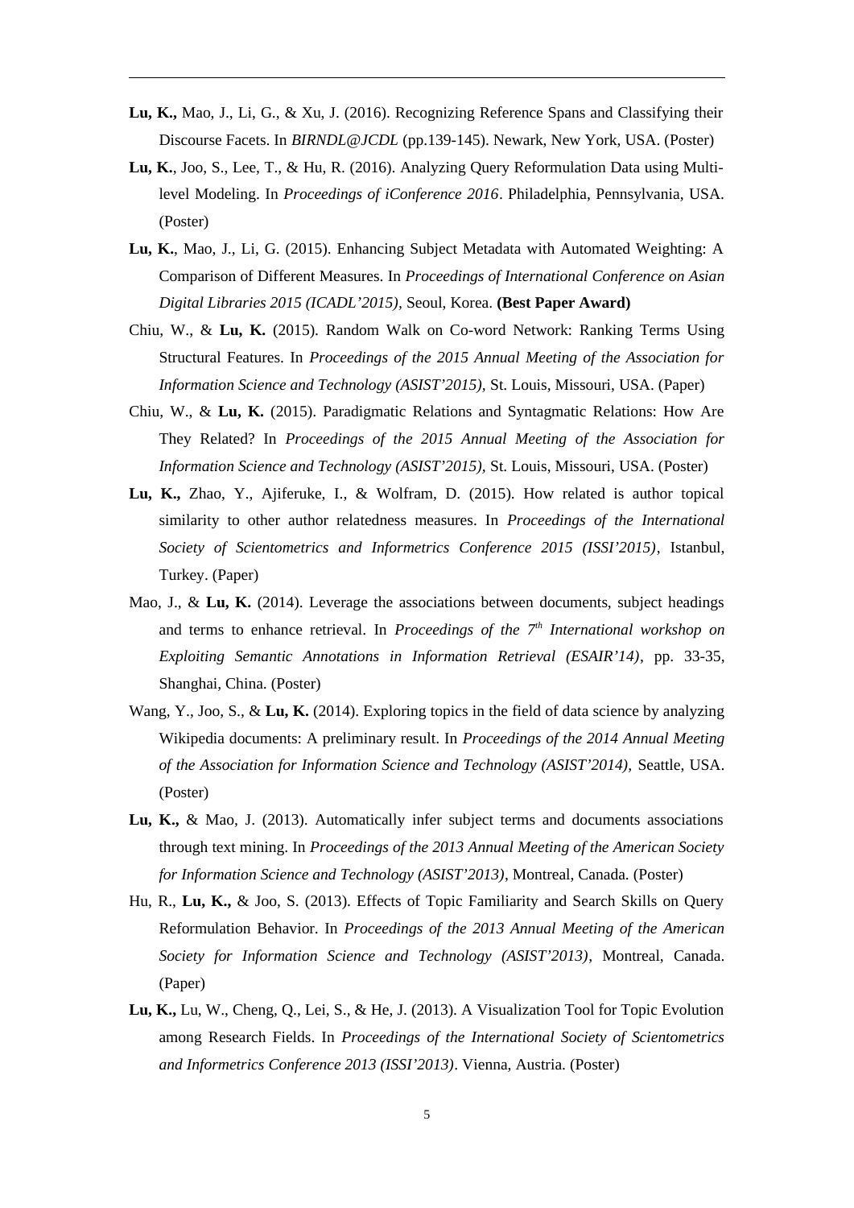**Lu, K.,** Mao, J., Li, G., & Xu, J. (2016). Recognizing Reference Spans and Classifying their Discourse Facets. In *BIRNDL@JCDL* (pp.139-145). Newark, New York, USA. (Poster)

**Lu, K.**, Joo, S., Lee, T., & Hu, R. (2016). Analyzing Query Reformulation Data using Multi-level Modeling. In *Proceedings of iConference 2016*. Philadelphia, Pennsylvania, USA. (Poster)

**Lu, K.**, Mao, J., Li, G. (2015). Enhancing Subject Metadata with Automated Weighting: A Comparison of Different Measures. In *Proceedings of International Conference on Asian Digital Libraries 2015 (ICADL'2015)*, Seoul, Korea. **(Best Paper Award)**

Chiu, W., & **Lu, K.** (2015). Random Walk on Co-word Network: Ranking Terms Using Structural Features. In *Proceedings of the 2015 Annual Meeting of the Association for Information Science and Technology (ASIST'2015)*, St. Louis, Missouri, USA. (Paper)

Chiu, W., & **Lu, K.** (2015). Paradigmatic Relations and Syntagmatic Relations: How Are They Related? In *Proceedings of the 2015 Annual Meeting of the Association for Information Science and Technology (ASIST'2015)*, St. Louis, Missouri, USA. (Poster)

**Lu, K.,** Zhao, Y., Ajiferuke, I., & Wolfram, D. (2015). How related is author topical similarity to other author relatedness measures. In *Proceedings of the International Society of Scientometrics and Informetrics Conference 2015 (ISSI'2015)*, Istanbul, Turkey. (Paper)

Mao, J., & **Lu, K.** (2014). Leverage the associations between documents, subject headings and terms to enhance retrieval. In *Proceedings of the 7th International workshop on Exploiting Semantic Annotations in Information Retrieval (ESAIR'14)*, pp. 33-35, Shanghai, China. (Poster)

Wang, Y., Joo, S., & **Lu, K.** (2014). Exploring topics in the field of data science by analyzing Wikipedia documents: A preliminary result. In *Proceedings of the 2014 Annual Meeting of the Association for Information Science and Technology (ASIST'2014)*, Seattle, USA. (Poster)

**Lu, K.,** & Mao, J. (2013). Automatically infer subject terms and documents associations through text mining. In *Proceedings of the 2013 Annual Meeting of the American Society for Information Science and Technology (ASIST'2013)*, Montreal, Canada. (Poster)

Hu, R., **Lu, K.,** & Joo, S. (2013). Effects of Topic Familiarity and Search Skills on Query Reformulation Behavior. In *Proceedings of the 2013 Annual Meeting of the American Society for Information Science and Technology (ASIST'2013)*, Montreal, Canada. (Paper)

**Lu, K.,** Lu, W., Cheng, Q., Lei, S., & He, J. (2013). A Visualization Tool for Topic Evolution among Research Fields. In *Proceedings of the International Society of Scientometrics and Informetrics Conference 2013 (ISSI'2013)*. Vienna, Austria. (Poster)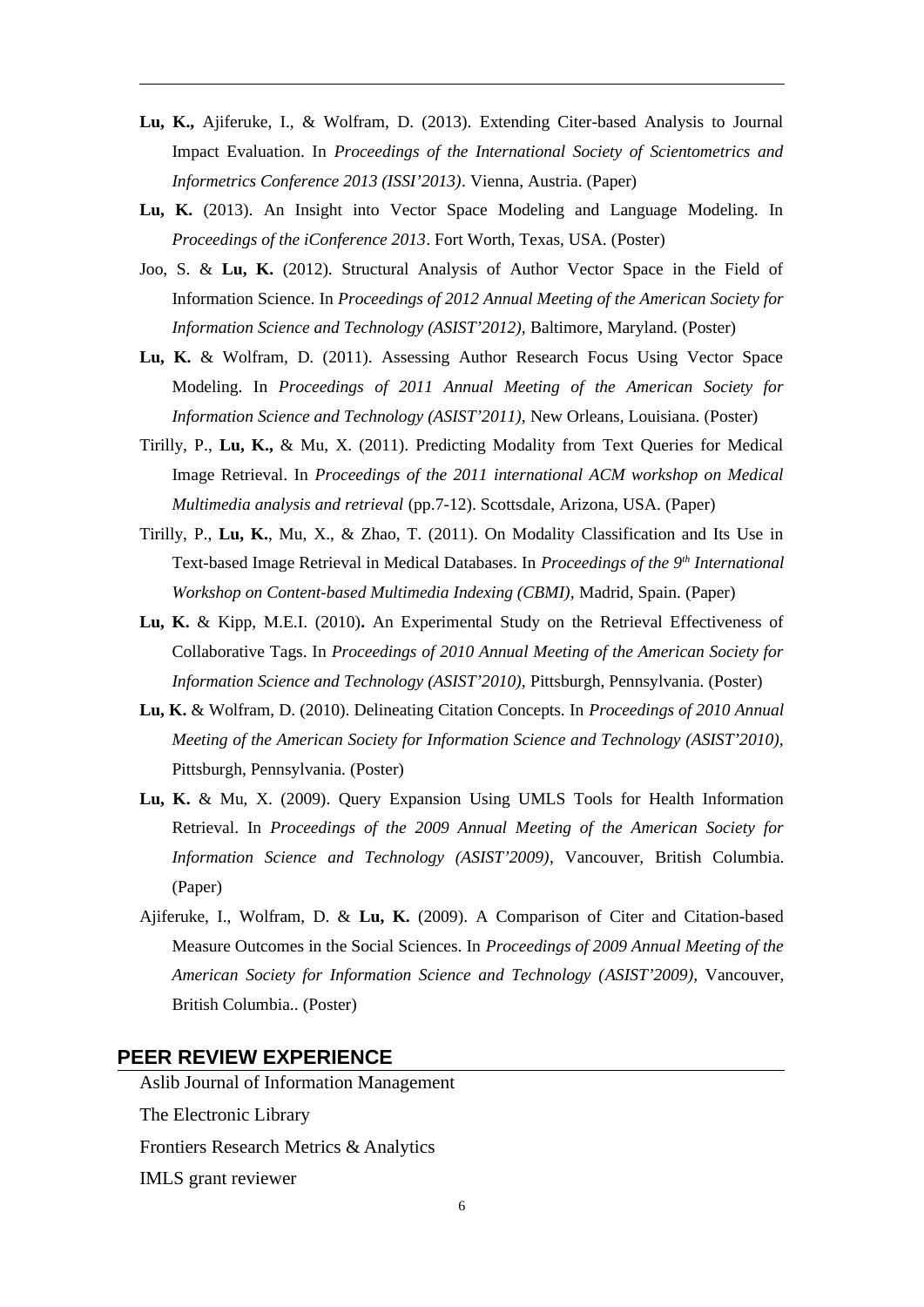**Lu, K.,** Ajiferuke, I., & Wolfram, D. (2013). Extending Citer-based Analysis to Journal Impact Evaluation. In *Proceedings of the International Society of Scientometrics and Informetrics Conference 2013 (ISSI'2013)*. Vienna, Austria. (Paper)

**Lu, K.** (2013). An Insight into Vector Space Modeling and Language Modeling. In *Proceedings of the iConference 2013*. Fort Worth, Texas, USA. (Poster)

Joo, S. & **Lu, K.** (2012). Structural Analysis of Author Vector Space in the Field of Information Science. In *Proceedings of 2012 Annual Meeting of the American Society for Information Science and Technology (ASIST'2012)*, Baltimore, Maryland. (Poster)

**Lu, K.** & Wolfram, D. (2011). Assessing Author Research Focus Using Vector Space Modeling. In *Proceedings of 2011 Annual Meeting of the American Society for Information Science and Technology (ASIST'2011)*, New Orleans, Louisiana. (Poster)

Tirilly, P., **Lu, K.,** & Mu, X. (2011). Predicting Modality from Text Queries for Medical Image Retrieval. In *Proceedings of the 2011 international ACM workshop on Medical Multimedia analysis and retrieval* (pp.7-12). Scottsdale, Arizona, USA. (Paper)

Tirilly, P., **Lu, K.**, Mu, X., & Zhao, T. (2011). On Modality Classification and Its Use in Text-based Image Retrieval in Medical Databases. In *Proceedings of the 9th International Workshop on Content-based Multimedia Indexing (CBMI)*, Madrid, Spain. (Paper)

**Lu, K.** & Kipp, M.E.I. (2010)**.** An Experimental Study on the Retrieval Effectiveness of Collaborative Tags. In *Proceedings of 2010 Annual Meeting of the American Society for Information Science and Technology (ASIST'2010)*, Pittsburgh, Pennsylvania. (Poster)

**Lu, K.** & Wolfram, D. (2010). Delineating Citation Concepts. In *Proceedings of 2010 Annual Meeting of the American Society for Information Science and Technology (ASIST'2010)*, Pittsburgh, Pennsylvania. (Poster)

**Lu, K.** & Mu, X. (2009). Query Expansion Using UMLS Tools for Health Information Retrieval. In *Proceedings of the 2009 Annual Meeting of the American Society for Information Science and Technology (ASIST'2009)*, Vancouver, British Columbia. (Paper)

Ajiferuke, I., Wolfram, D. & **Lu, K.** (2009). A Comparison of Citer and Citation-based Measure Outcomes in the Social Sciences. In *Proceedings of 2009 Annual Meeting of the American Society for Information Science and Technology (ASIST'2009)*, Vancouver, British Columbia.. (Poster)

## PEER REVIEW EXPERIENCE

Aslib Journal of Information Management

The Electronic Library

Frontiers Research Metrics & Analytics

IMLS grant reviewer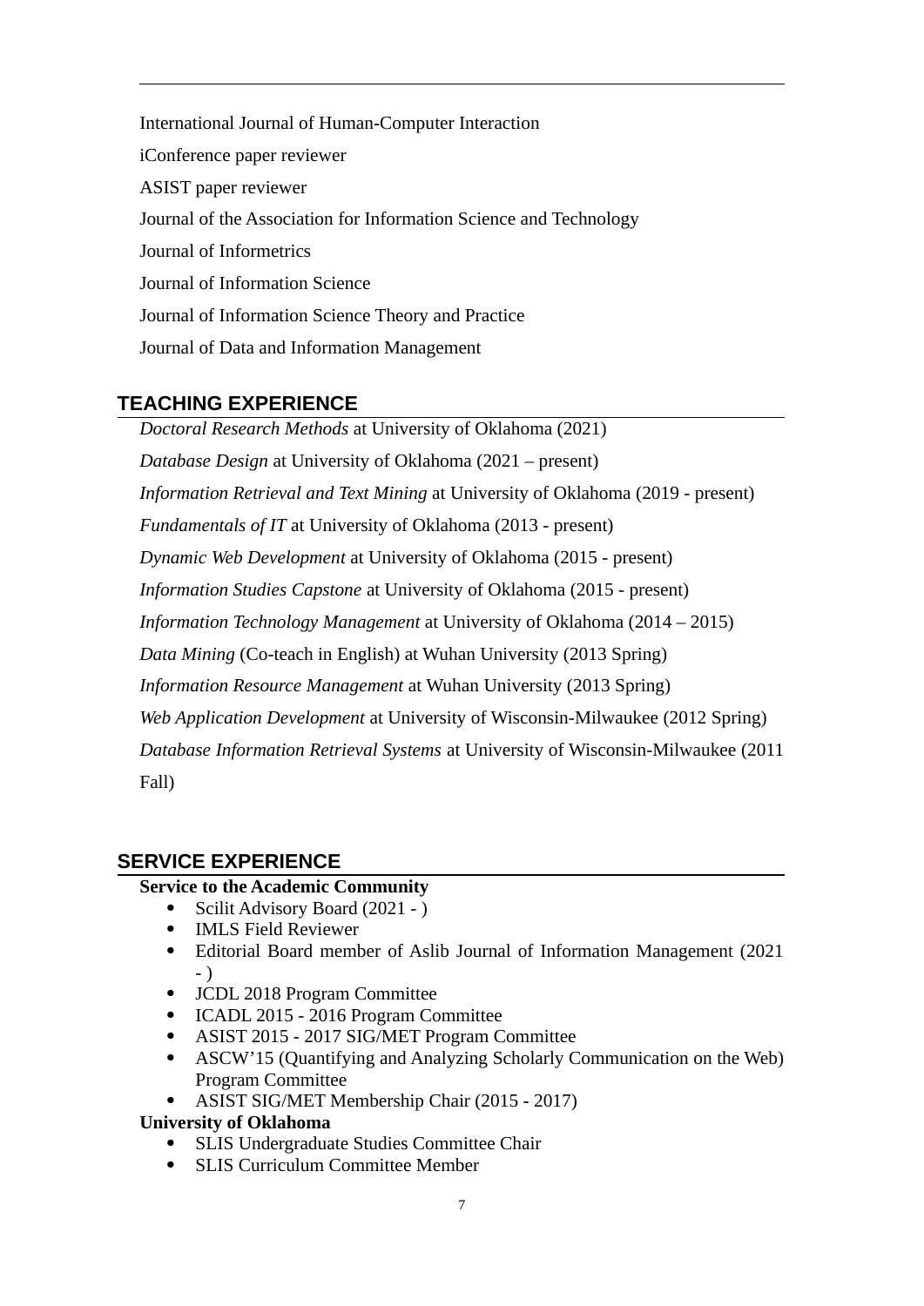International Journal of Human-Computer Interaction

iConference paper reviewer

ASIST paper reviewer

Journal of the Association for Information Science and Technology

Journal of Informetrics

Journal of Information Science

Journal of Information Science Theory and Practice

Journal of Data and Information Management

## TEACHING EXPERIENCE

*Doctoral Research Methods* at University of Oklahoma (2021)

*Database Design* at University of Oklahoma (2021 – present)

*Information Retrieval and Text Mining* at University of Oklahoma (2019 - present)

*Fundamentals of IT* at University of Oklahoma (2013 - present)

*Dynamic Web Development* at University of Oklahoma (2015 - present)

*Information Studies Capstone* at University of Oklahoma (2015 - present)

*Information Technology Management* at University of Oklahoma (2014 – 2015)

*Data Mining* (Co-teach in English) at Wuhan University (2013 Spring)

*Information Resource Management* at Wuhan University (2013 Spring)

*Web Application Development* at University of Wisconsin-Milwaukee (2012 Spring)

*Database Information Retrieval Systems* at University of Wisconsin-Milwaukee (2011 Fall)

## SERVICE EXPERIENCE

**Service to the Academic Community**

- Scilit Advisory Board (2021 - )
- IMLS Field Reviewer
- Editorial Board member of Aslib Journal of Information Management (2021 - )
- JCDL 2018 Program Committee
- ICADL 2015 - 2016 Program Committee
- ASIST 2015 - 2017 SIG/MET Program Committee
- ASCW'15 (Quantifying and Analyzing Scholarly Communication on the Web) Program Committee
- ASIST SIG/MET Membership Chair (2015 - 2017)

**University of Oklahoma**

- SLIS Undergraduate Studies Committee Chair
- SLIS Curriculum Committee Member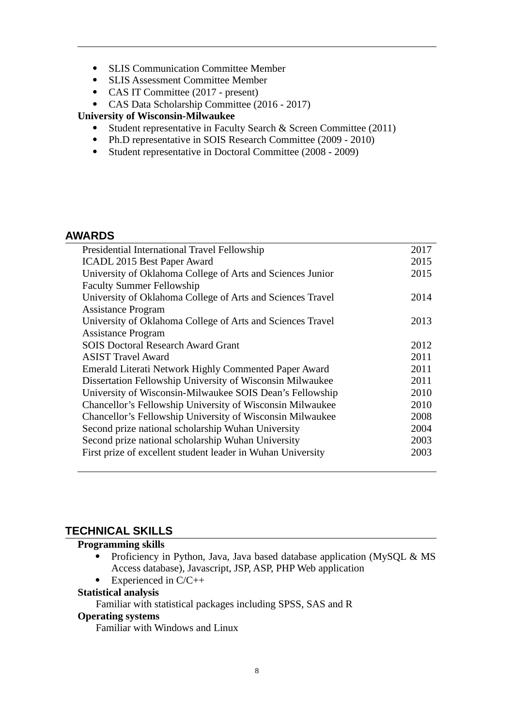- SLIS Communication Committee Member
- SLIS Assessment Committee Member
- CAS IT Committee (2017 - present)
- CAS Data Scholarship Committee (2016 - 2017)

**University of Wisconsin-Milwaukee**

- Student representative in Faculty Search & Screen Committee (2011)
- Ph.D representative in SOIS Research Committee (2009 - 2010)
- Student representative in Doctoral Committee (2008 - 2009)

## AWARDS

| | |
|---|---|
| Presidential International Travel Fellowship | 2017 |
| ICADL 2015 Best Paper Award | 2015 |
| University of Oklahoma College of Arts and Sciences Junior Faculty Summer Fellowship | 2015 |
| University of Oklahoma College of Arts and Sciences Travel Assistance Program | 2014 |
| University of Oklahoma College of Arts and Sciences Travel Assistance Program | 2013 |
| SOIS Doctoral Research Award Grant | 2012 |
| ASIST Travel Award | 2011 |
| Emerald Literati Network Highly Commented Paper Award | 2011 |
| Dissertation Fellowship University of Wisconsin Milwaukee | 2011 |
| University of Wisconsin-Milwaukee SOIS Dean's Fellowship | 2010 |
| Chancellor's Fellowship University of Wisconsin Milwaukee | 2010 |
| Chancellor's Fellowship University of Wisconsin Milwaukee | 2008 |
| Second prize national scholarship Wuhan University | 2004 |
| Second prize national scholarship Wuhan University | 2003 |
| First prize of excellent student leader in Wuhan University | 2003 |

## TECHNICAL SKILLS

**Programming skills**

- Proficiency in Python, Java, Java based database application (MySQL & MS Access database), Javascript, JSP, ASP, PHP Web application
- Experienced in C/C++

**Statistical analysis**

Familiar with statistical packages including SPSS, SAS and R

**Operating systems**

Familiar with Windows and Linux